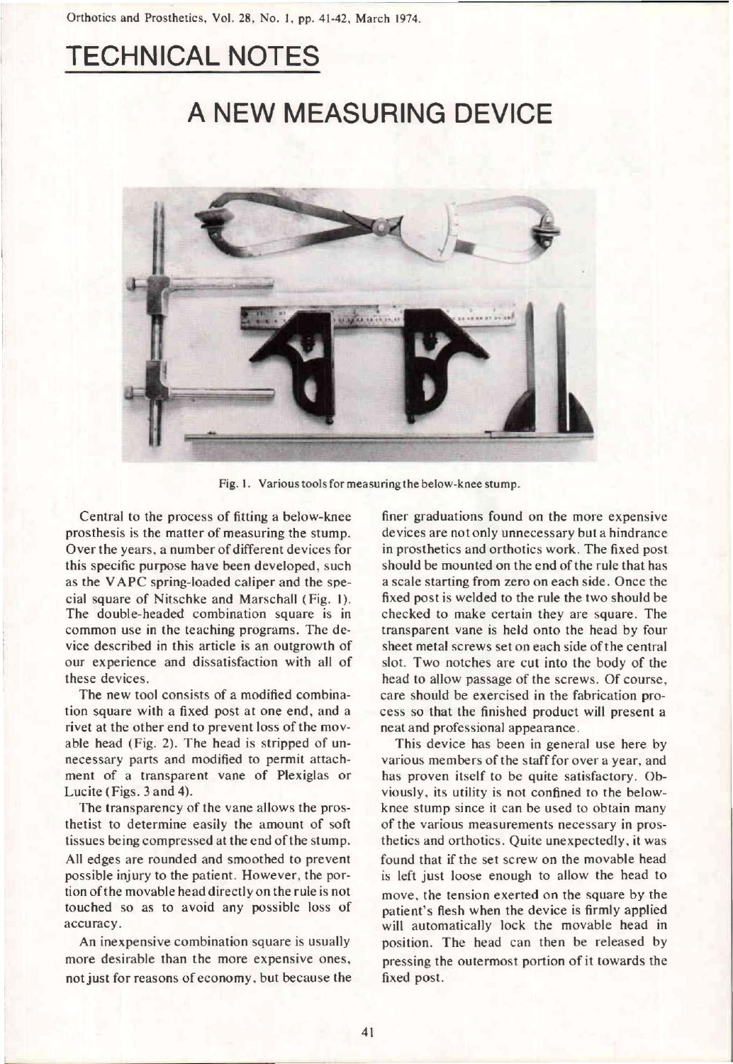# TECHNICAL NOTES

## A NEW MEASURING DEVICE

Fig. 1. Various tools for measuring the below-knee stump.

Central to the process of fitting a below-knee prosthesis is the matter of measuring the stump. Over the years, a number of different devices for this specific purpose have been developed, such as the VAPC spring-loaded caliper and the special square of Nitschke and Marschall (Fig. 1). The double-headed combination square is in common use in the teaching programs. The device described in this article is an outgrowth of our experience and dissatisfaction with all of these devices.

The new tool consists of a modified combination square with a fixed post at one end, and a rivet at the other end to prevent loss of the movable head (Fig. 2). The head is stripped of unnecessary parts and modified to permit attachment of a transparent vane of Plexiglas or Lucite (Figs. 3 and 4).

The transparency of the vane allows the prosthetist to determine easily the amount of soft tissues being compressed at the end of the stump. All edges are rounded and smoothed to prevent possible injury to the patient. However, the portion of the movable head directly on the rule is not touched so as to avoid any possible loss of accuracy.

An inexpensive combination square is usually more desirable than the more expensive ones, not just for reasons of economy, but because the finer graduations found on the more expensive devices are not only unnecessary but a hindrance in prosthetics and orthotics work. The fixed post should be mounted on the end of the rule that has a scale starting from zero on each side. Once the fixed post is welded to the rule the two should be checked to make certain they are square. The transparent vane is held onto the head by four sheet metal screws set on each side of the central slot. Two notches are cut into the body of the head to allow passage of the screws. Of course, care should be exercised in the fabrication process so that the finished product will present a neat and professional appearance.

This device has been in general use here by various members of the staff for over a year, and has proven itself to be quite satisfactory. Obviously, its utility is not confined to the below-knee stump since it can be used to obtain many of the various measurements necessary in prosthetics and orthotics. Quite unexpectedly, it was found that if the set screw on the movable head is left just loose enough to allow the head to move, the tension exerted on the square by the patient's flesh when the device is firmly applied will automatically lock the movable head in position. The head can then be released by pressing the outermost portion of it towards the fixed post.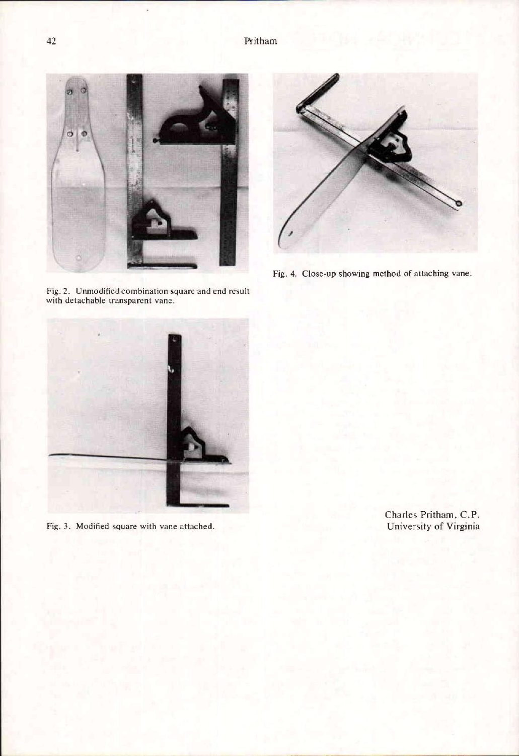Fig. 2. Unmodified combination square and end result with detachable transparent vane.

Fig. 4. Close-up showing method of attaching vane.

Fig. 3. Modified square with vane attached.

Charles Pritham, C.P.
University of Virginia